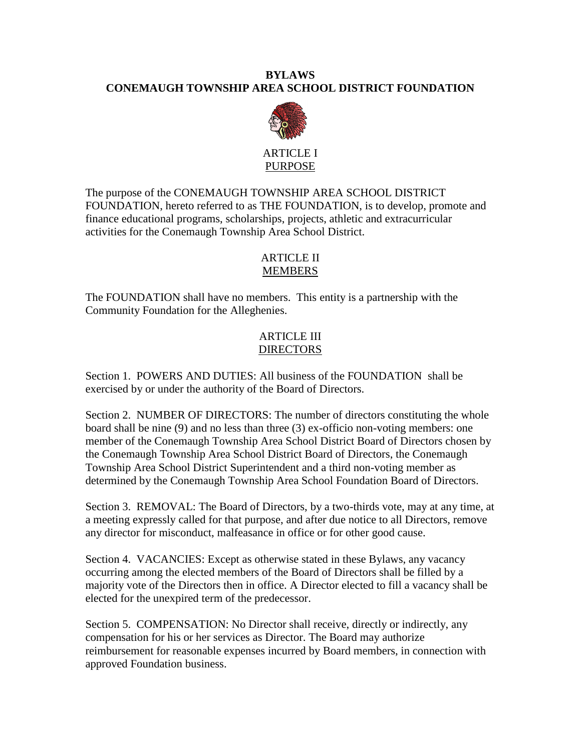# BYLAWS
# CONEMAUGH TOWNSHIP AREA SCHOOL DISTRICT FOUNDATION

## ARTICLE I
## PURPOSE

The purpose of the CONEMAUGH TOWNSHIP AREA SCHOOL DISTRICT FOUNDATION, hereto referred to as THE FOUNDATION, is to develop, promote and finance educational programs, scholarships, projects, athletic and extracurricular activities for the Conemaugh Township Area School District.

## ARTICLE II
## MEMBERS

The FOUNDATION shall have no members. This entity is a partnership with the Community Foundation for the Alleghenies.

## ARTICLE III
## DIRECTORS

Section 1. POWERS AND DUTIES: All business of the FOUNDATION shall be exercised by or under the authority of the Board of Directors.

Section 2. NUMBER OF DIRECTORS: The number of directors constituting the whole board shall be nine (9) and no less than three (3) ex-officio non-voting members: one member of the Conemaugh Township Area School District Board of Directors chosen by the Conemaugh Township Area School District Board of Directors, the Conemaugh Township Area School District Superintendent and a third non-voting member as determined by the Conemaugh Township Area School Foundation Board of Directors.

Section 3. REMOVAL: The Board of Directors, by a two-thirds vote, may at any time, at a meeting expressly called for that purpose, and after due notice to all Directors, remove any director for misconduct, malfeasance in office or for other good cause.

Section 4. VACANCIES: Except as otherwise stated in these Bylaws, any vacancy occurring among the elected members of the Board of Directors shall be filled by a majority vote of the Directors then in office. A Director elected to fill a vacancy shall be elected for the unexpired term of the predecessor.

Section 5. COMPENSATION: No Director shall receive, directly or indirectly, any compensation for his or her services as Director. The Board may authorize reimbursement for reasonable expenses incurred by Board members, in connection with approved Foundation business.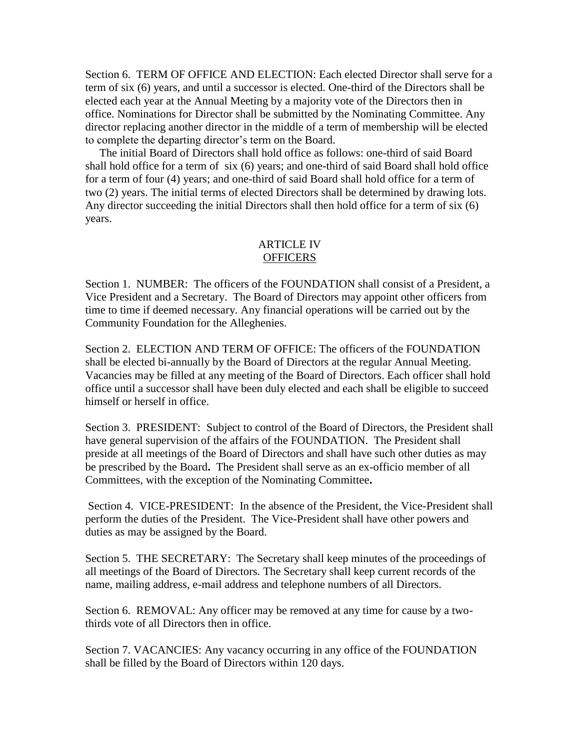Section 6. TERM OF OFFICE AND ELECTION: Each elected Director shall serve for a term of six (6) years, and until a successor is elected. One-third of the Directors shall be elected each year at the Annual Meeting by a majority vote of the Directors then in office. Nominations for Director shall be submitted by the Nominating Committee. Any director replacing another director in the middle of a term of membership will be elected to complete the departing director's term on the Board.

The initial Board of Directors shall hold office as follows: one-third of said Board shall hold office for a term of six (6) years; and one-third of said Board shall hold office for a term of four (4) years; and one-third of said Board shall hold office for a term of two (2) years. The initial terms of elected Directors shall be determined by drawing lots. Any director succeeding the initial Directors shall then hold office for a term of six (6) years.

## ARTICLE IV
## OFFICERS

Section 1. NUMBER: The officers of the FOUNDATION shall consist of a President, a Vice President and a Secretary. The Board of Directors may appoint other officers from time to time if deemed necessary. Any financial operations will be carried out by the Community Foundation for the Alleghenies.

Section 2. ELECTION AND TERM OF OFFICE: The officers of the FOUNDATION shall be elected bi-annually by the Board of Directors at the regular Annual Meeting. Vacancies may be filled at any meeting of the Board of Directors. Each officer shall hold office until a successor shall have been duly elected and each shall be eligible to succeed himself or herself in office.

Section 3. PRESIDENT: Subject to control of the Board of Directors, the President shall have general supervision of the affairs of the FOUNDATION. The President shall preside at all meetings of the Board of Directors and shall have such other duties as may be prescribed by the Board**.** The President shall serve as an ex-officio member of all Committees, with the exception of the Nominating Committee**.**

Section 4. VICE-PRESIDENT: In the absence of the President, the Vice-President shall perform the duties of the President. The Vice-President shall have other powers and duties as may be assigned by the Board.

Section 5. THE SECRETARY: The Secretary shall keep minutes of the proceedings of all meetings of the Board of Directors. The Secretary shall keep current records of the name, mailing address, e-mail address and telephone numbers of all Directors.

Section 6. REMOVAL: Any officer may be removed at any time for cause by a two-thirds vote of all Directors then in office.

Section 7. VACANCIES: Any vacancy occurring in any office of the FOUNDATION shall be filled by the Board of Directors within 120 days.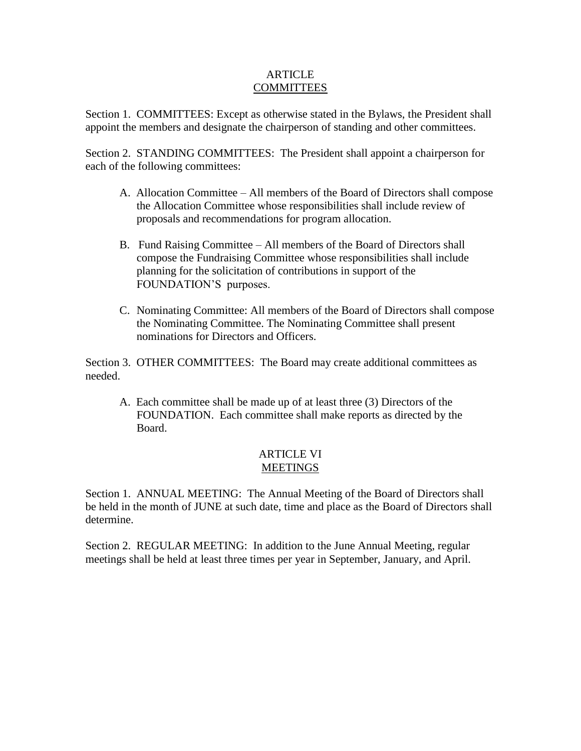## ARTICLE
## COMMITTEES

Section 1. COMMITTEES: Except as otherwise stated in the Bylaws, the President shall appoint the members and designate the chairperson of standing and other committees.

Section 2. STANDING COMMITTEES: The President shall appoint a chairperson for each of the following committees:

A. Allocation Committee – All members of the Board of Directors shall compose the Allocation Committee whose responsibilities shall include review of proposals and recommendations for program allocation.

B. Fund Raising Committee – All members of the Board of Directors shall compose the Fundraising Committee whose responsibilities shall include planning for the solicitation of contributions in support of the FOUNDATION'S purposes.

C. Nominating Committee: All members of the Board of Directors shall compose the Nominating Committee. The Nominating Committee shall present nominations for Directors and Officers.

Section 3. OTHER COMMITTEES: The Board may create additional committees as needed.

A. Each committee shall be made up of at least three (3) Directors of the FOUNDATION. Each committee shall make reports as directed by the Board.

## ARTICLE VI
## MEETINGS

Section 1. ANNUAL MEETING: The Annual Meeting of the Board of Directors shall be held in the month of JUNE at such date, time and place as the Board of Directors shall determine.

Section 2. REGULAR MEETING: In addition to the June Annual Meeting, regular meetings shall be held at least three times per year in September, January, and April.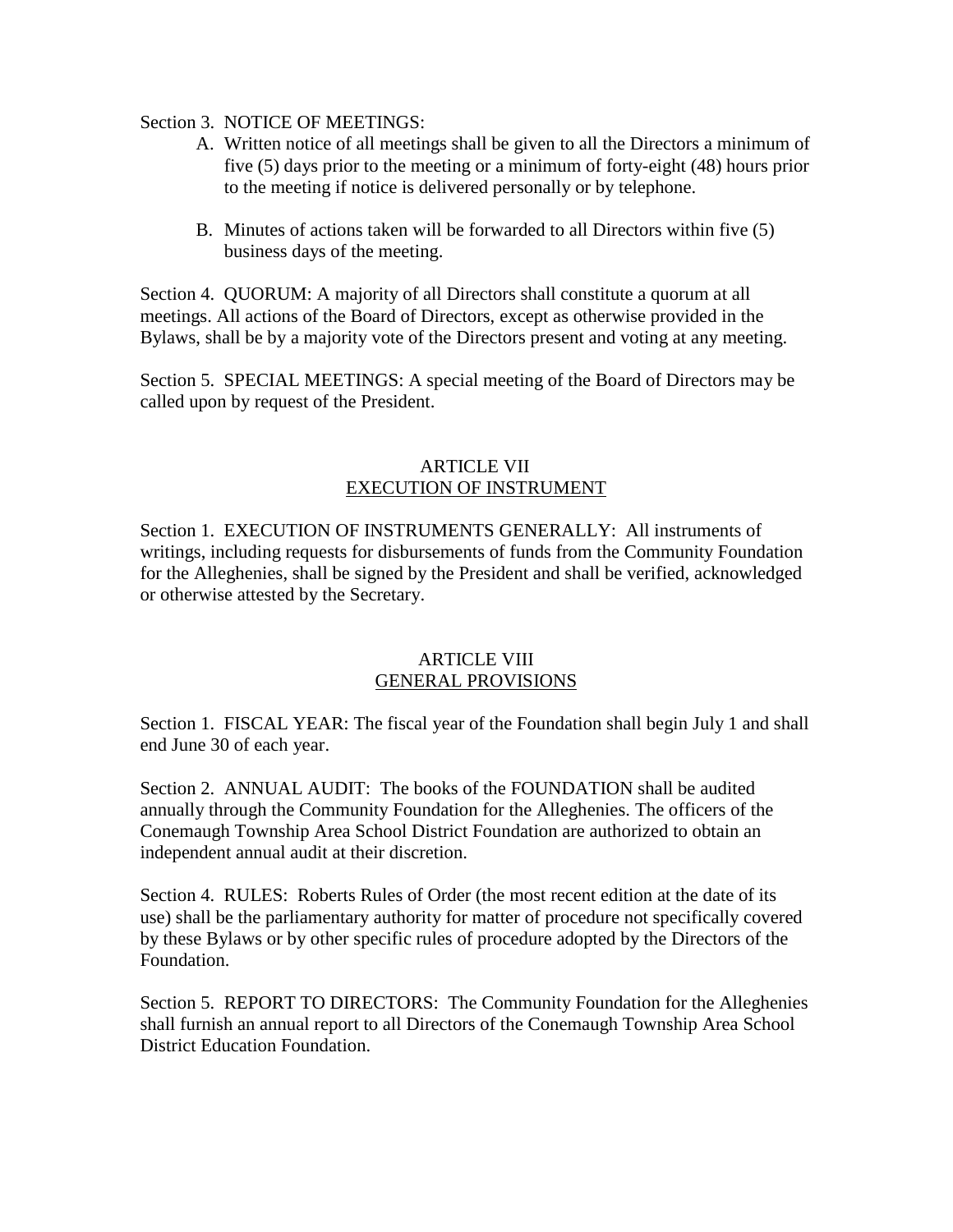Section 3. NOTICE OF MEETINGS:

A. Written notice of all meetings shall be given to all the Directors a minimum of five (5) days prior to the meeting or a minimum of forty-eight (48) hours prior to the meeting if notice is delivered personally or by telephone.

B. Minutes of actions taken will be forwarded to all Directors within five (5) business days of the meeting.

Section 4. QUORUM: A majority of all Directors shall constitute a quorum at all meetings. All actions of the Board of Directors, except as otherwise provided in the Bylaws, shall be by a majority vote of the Directors present and voting at any meeting.

Section 5. SPECIAL MEETINGS: A special meeting of the Board of Directors may be called upon by request of the President.

## ARTICLE VII
## EXECUTION OF INSTRUMENT

Section 1. EXECUTION OF INSTRUMENTS GENERALLY: All instruments of writings, including requests for disbursements of funds from the Community Foundation for the Alleghenies, shall be signed by the President and shall be verified, acknowledged or otherwise attested by the Secretary.

## ARTICLE VIII
## GENERAL PROVISIONS

Section 1. FISCAL YEAR: The fiscal year of the Foundation shall begin July 1 and shall end June 30 of each year.

Section 2. ANNUAL AUDIT: The books of the FOUNDATION shall be audited annually through the Community Foundation for the Alleghenies. The officers of the Conemaugh Township Area School District Foundation are authorized to obtain an independent annual audit at their discretion.

Section 4. RULES: Roberts Rules of Order (the most recent edition at the date of its use) shall be the parliamentary authority for matter of procedure not specifically covered by these Bylaws or by other specific rules of procedure adopted by the Directors of the Foundation.

Section 5. REPORT TO DIRECTORS: The Community Foundation for the Alleghenies shall furnish an annual report to all Directors of the Conemaugh Township Area School District Education Foundation.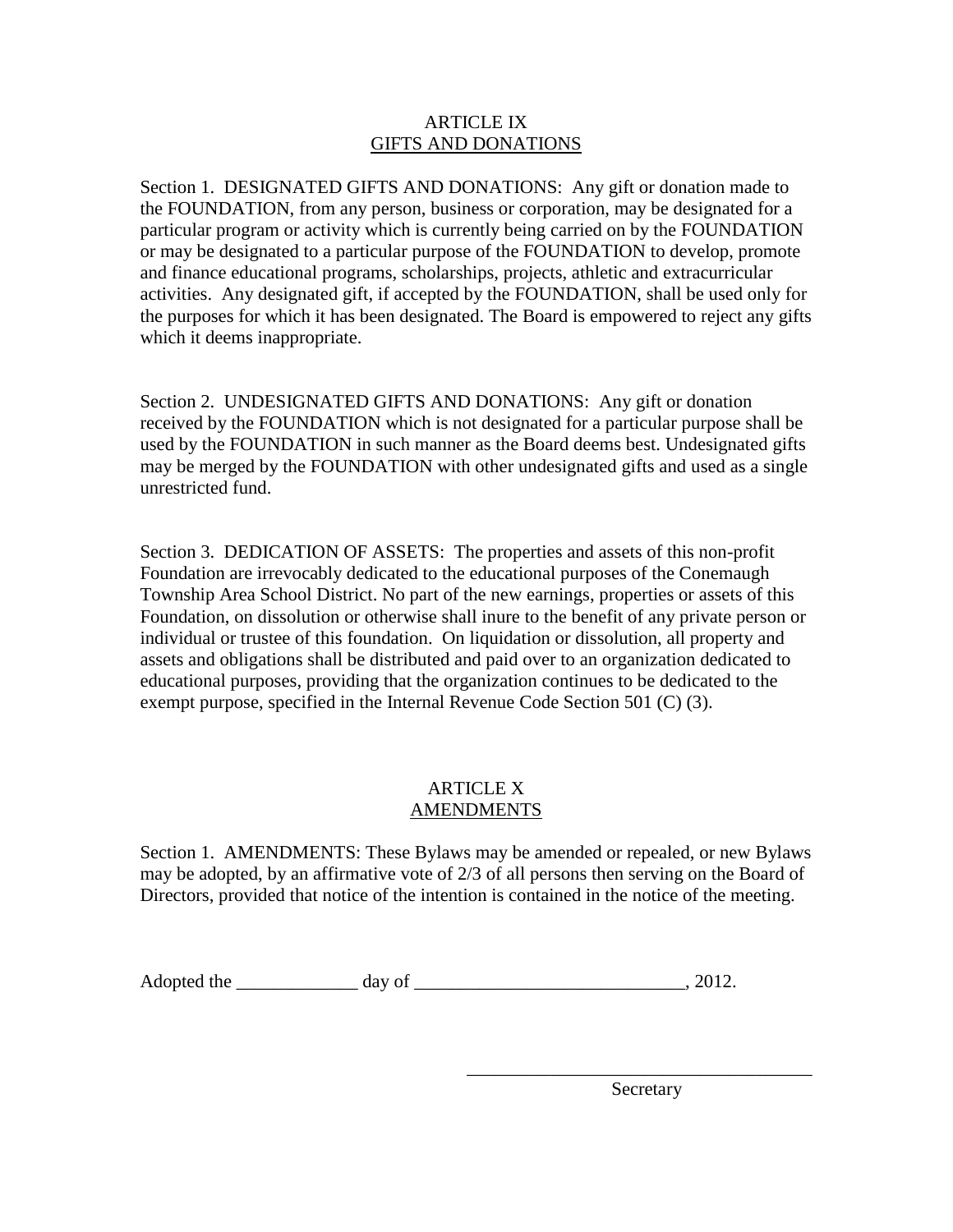## ARTICLE IX
## GIFTS AND DONATIONS

Section 1. DESIGNATED GIFTS AND DONATIONS: Any gift or donation made to the FOUNDATION, from any person, business or corporation, may be designated for a particular program or activity which is currently being carried on by the FOUNDATION or may be designated to a particular purpose of the FOUNDATION to develop, promote and finance educational programs, scholarships, projects, athletic and extracurricular activities. Any designated gift, if accepted by the FOUNDATION, shall be used only for the purposes for which it has been designated. The Board is empowered to reject any gifts which it deems inappropriate.

Section 2. UNDESIGNATED GIFTS AND DONATIONS: Any gift or donation received by the FOUNDATION which is not designated for a particular purpose shall be used by the FOUNDATION in such manner as the Board deems best. Undesignated gifts may be merged by the FOUNDATION with other undesignated gifts and used as a single unrestricted fund.

Section 3. DEDICATION OF ASSETS: The properties and assets of this non-profit Foundation are irrevocably dedicated to the educational purposes of the Conemaugh Township Area School District. No part of the new earnings, properties or assets of this Foundation, on dissolution or otherwise shall inure to the benefit of any private person or individual or trustee of this foundation. On liquidation or dissolution, all property and assets and obligations shall be distributed and paid over to an organization dedicated to educational purposes, providing that the organization continues to be dedicated to the exempt purpose, specified in the Internal Revenue Code Section 501 (C) (3).

## ARTICLE X
## AMENDMENTS

Section 1. AMENDMENTS: These Bylaws may be amended or repealed, or new Bylaws may be adopted, by an affirmative vote of 2/3 of all persons then serving on the Board of Directors, provided that notice of the intention is contained in the notice of the meeting.

Adopted the _____________ day of ____________________________, 2012.

_____________________________________
Secretary